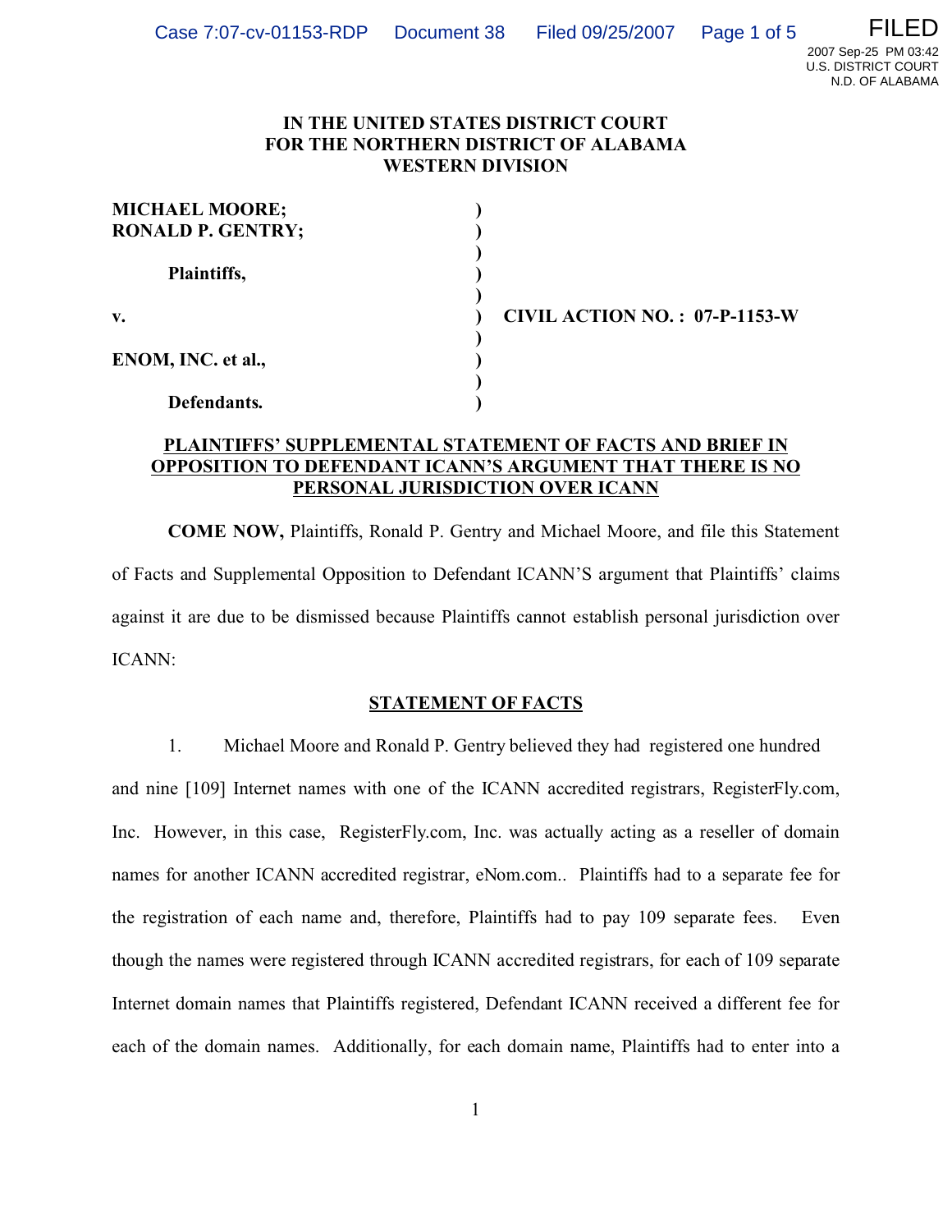# IN THE UNITED STATES DISTRICT COURT FOR THE NORTHERN DISTRICT OF ALABAMA WESTERN DIVISION

| | | |
|---|---|---|
| **MICHAEL MOORE;** | **)** | |
| **RONALD P. GENTRY;** | **)** | |
| | **)** | |
| **Plaintiffs,** | **)** | |
| | **)** | |
| **v.** | **)** | **CIVIL ACTION NO. : 07-P-1153-W** |
| | **)** | |
| **ENOM, INC. et al.,** | **)** | |
| | **)** | |
| **Defendants.** | **)** | |

## PLAINTIFFS' SUPPLEMENTAL STATEMENT OF FACTS AND BRIEF IN OPPOSITION TO DEFENDANT ICANN'S ARGUMENT THAT THERE IS NO PERSONAL JURISDICTION OVER ICANN

**COME NOW,** Plaintiffs, Ronald P. Gentry and Michael Moore, and file this Statement of Facts and Supplemental Opposition to Defendant ICANN'S argument that Plaintiffs' claims against it are due to be dismissed because Plaintiffs cannot establish personal jurisdiction over ICANN:

## STATEMENT OF FACTS

1. Michael Moore and Ronald P. Gentry believed they had registered one hundred and nine [109] Internet names with one of the ICANN accredited registrars, RegisterFly.com, Inc. However, in this case, RegisterFly.com, Inc. was actually acting as a reseller of domain names for another ICANN accredited registrar, eNom.com.. Plaintiffs had to a separate fee for the registration of each name and, therefore, Plaintiffs had to pay 109 separate fees. Even though the names were registered through ICANN accredited registrars, for each of 109 separate Internet domain names that Plaintiffs registered, Defendant ICANN received a different fee for each of the domain names. Additionally, for each domain name, Plaintiffs had to enter into a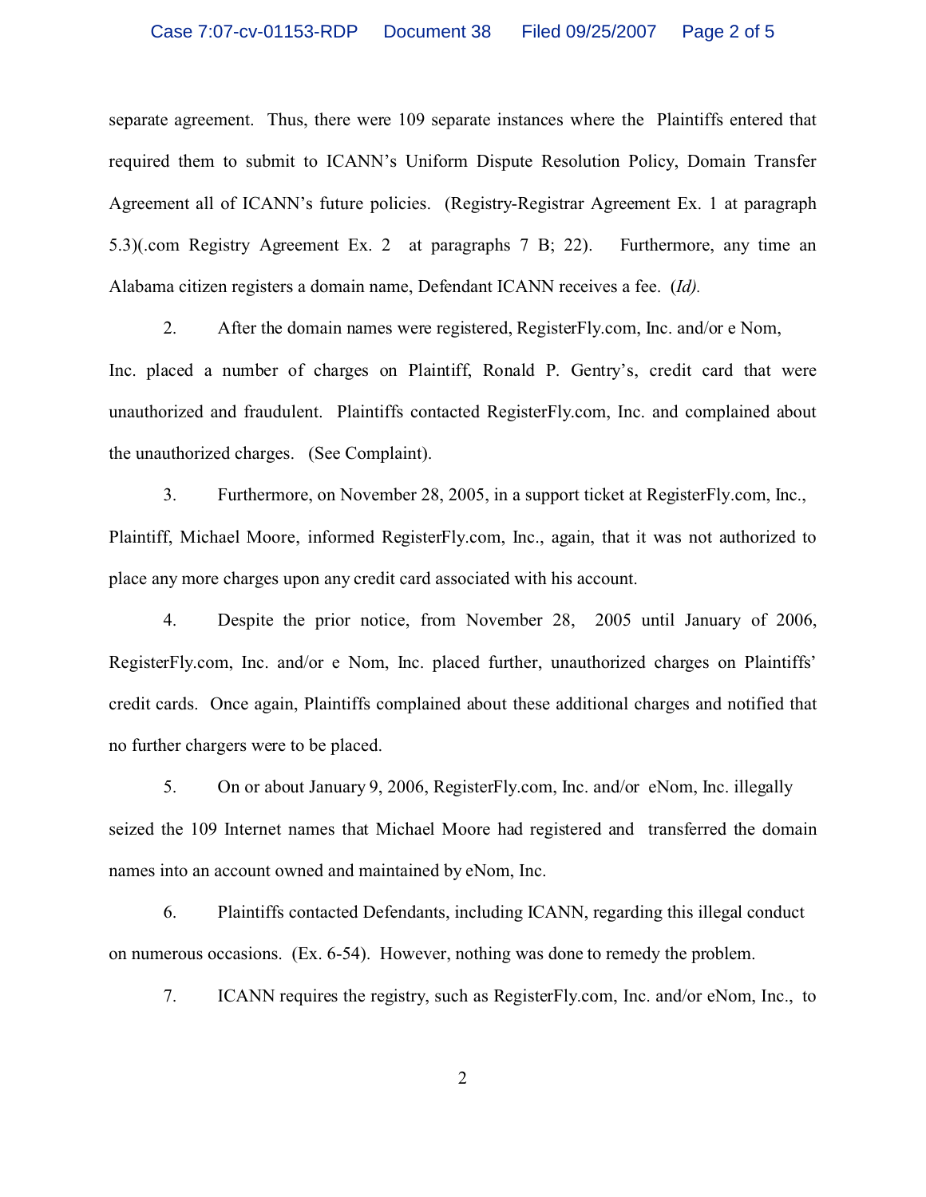separate agreement. Thus, there were 109 separate instances where the Plaintiffs entered that required them to submit to ICANN's Uniform Dispute Resolution Policy, Domain Transfer Agreement all of ICANN's future policies. (Registry-Registrar Agreement Ex. 1 at paragraph 5.3)(.com Registry Agreement Ex. 2 at paragraphs 7 B; 22). Furthermore, any time an Alabama citizen registers a domain name, Defendant ICANN receives a fee. (*Id).*

2. After the domain names were registered, RegisterFly.com, Inc. and/or e Nom, Inc. placed a number of charges on Plaintiff, Ronald P. Gentry's, credit card that were unauthorized and fraudulent. Plaintiffs contacted RegisterFly.com, Inc. and complained about the unauthorized charges. (See Complaint).

3. Furthermore, on November 28, 2005, in a support ticket at RegisterFly.com, Inc., Plaintiff, Michael Moore, informed RegisterFly.com, Inc., again, that it was not authorized to place any more charges upon any credit card associated with his account.

4. Despite the prior notice, from November 28, 2005 until January of 2006, RegisterFly.com, Inc. and/or e Nom, Inc. placed further, unauthorized charges on Plaintiffs' credit cards. Once again, Plaintiffs complained about these additional charges and notified that no further chargers were to be placed.

5. On or about January 9, 2006, RegisterFly.com, Inc. and/or eNom, Inc. illegally seized the 109 Internet names that Michael Moore had registered and transferred the domain names into an account owned and maintained by eNom, Inc.

6. Plaintiffs contacted Defendants, including ICANN, regarding this illegal conduct on numerous occasions. (Ex. 6-54). However, nothing was done to remedy the problem.

7. ICANN requires the registry, such as RegisterFly.com, Inc. and/or eNom, Inc., to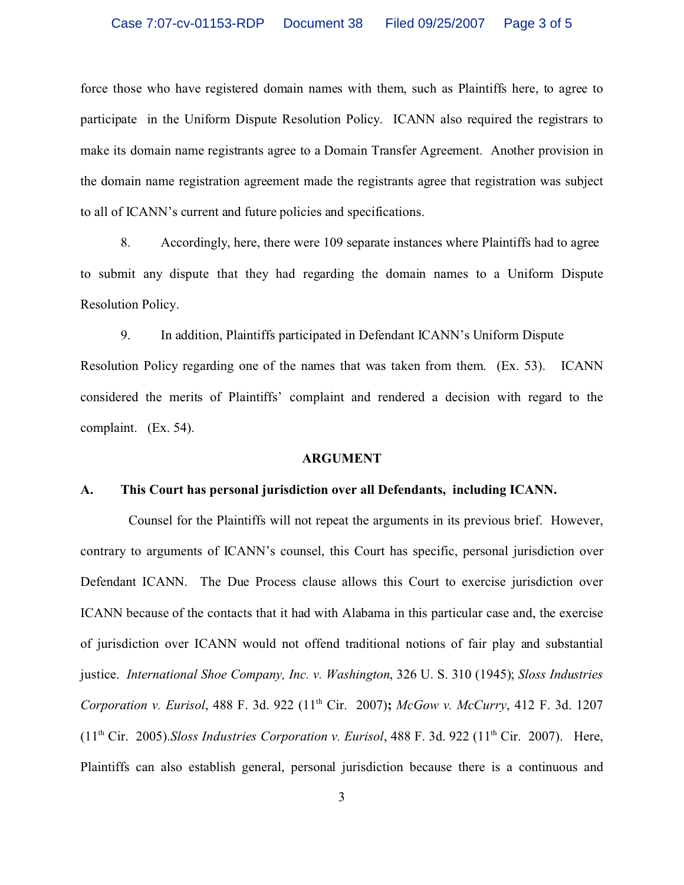force those who have registered domain names with them, such as Plaintiffs here, to agree to participate in the Uniform Dispute Resolution Policy. ICANN also required the registrars to make its domain name registrants agree to a Domain Transfer Agreement. Another provision in the domain name registration agreement made the registrants agree that registration was subject to all of ICANN's current and future policies and specifications.

8. Accordingly, here, there were 109 separate instances where Plaintiffs had to agree to submit any dispute that they had regarding the domain names to a Uniform Dispute Resolution Policy.

9. In addition, Plaintiffs participated in Defendant ICANN's Uniform Dispute Resolution Policy regarding one of the names that was taken from them. (Ex. 53). ICANN considered the merits of Plaintiffs' complaint and rendered a decision with regard to the complaint. (Ex. 54).

## ARGUMENT

### A. This Court has personal jurisdiction over all Defendants, including ICANN.

Counsel for the Plaintiffs will not repeat the arguments in its previous brief. However, contrary to arguments of ICANN's counsel, this Court has specific, personal jurisdiction over Defendant ICANN. The Due Process clause allows this Court to exercise jurisdiction over ICANN because of the contacts that it had with Alabama in this particular case and, the exercise of jurisdiction over ICANN would not offend traditional notions of fair play and substantial justice. *International Shoe Company, Inc. v. Washington*, 326 U. S. 310 (1945); *Sloss Industries Corporation v. Eurisol*, 488 F. 3d. 922 (11th Cir. 2007)**;** *McGow v. McCurry*, 412 F. 3d. 1207 (11th Cir. 2005).*Sloss Industries Corporation v. Eurisol*, 488 F. 3d. 922 (11th Cir. 2007). Here, Plaintiffs can also establish general, personal jurisdiction because there is a continuous and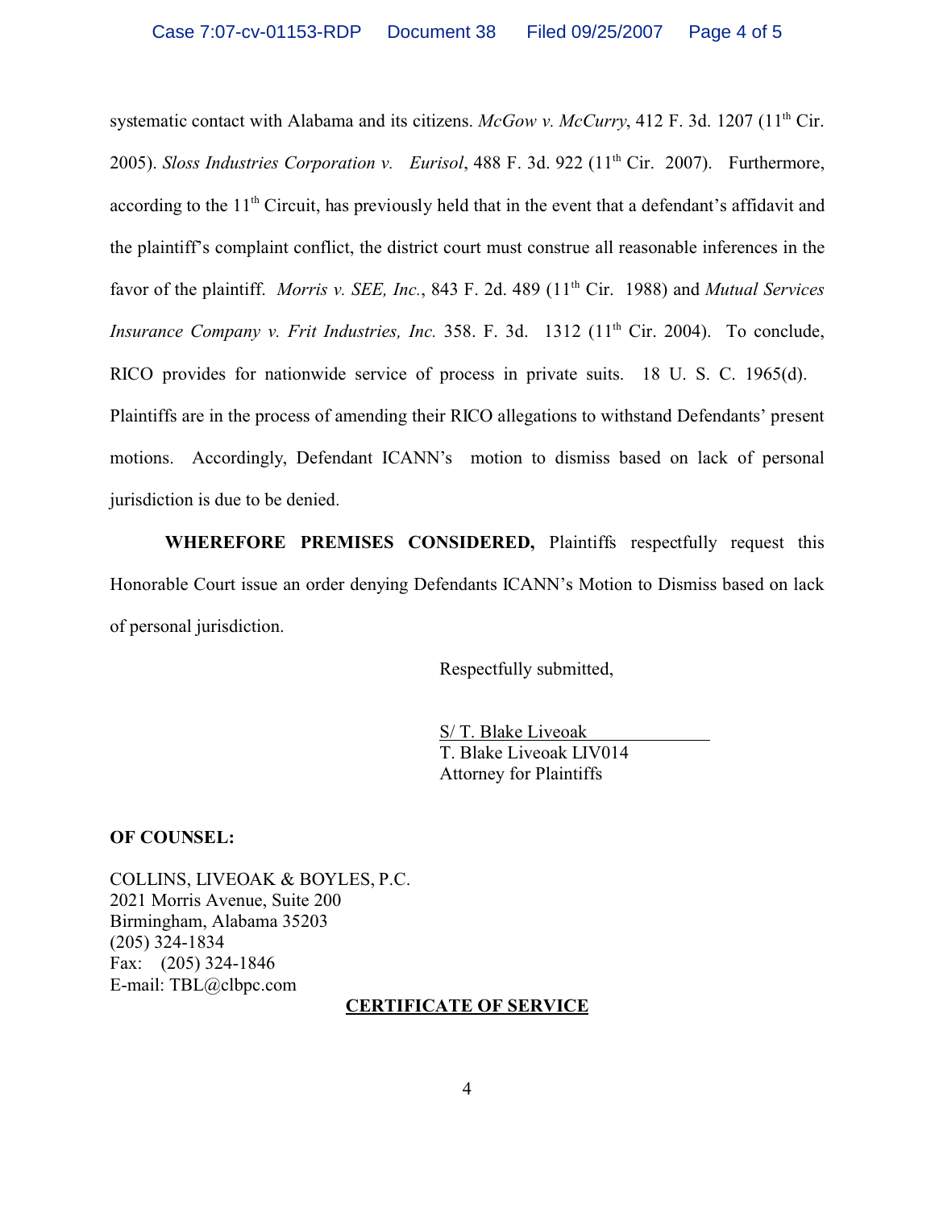systematic contact with Alabama and its citizens. *McGow v. McCurry*, 412 F. 3d. 1207 (11th Cir. 2005). *Sloss Industries Corporation v. Eurisol*, 488 F. 3d. 922 (11th Cir. 2007). Furthermore, according to the 11th Circuit, has previously held that in the event that a defendant's affidavit and the plaintiff's complaint conflict, the district court must construe all reasonable inferences in the favor of the plaintiff. *Morris v. SEE, Inc.*, 843 F. 2d. 489 (11th Cir. 1988) and *Mutual Services Insurance Company v. Frit Industries, Inc.* 358. F. 3d. 1312 (11th Cir. 2004). To conclude, RICO provides for nationwide service of process in private suits. 18 U. S. C. 1965(d). Plaintiffs are in the process of amending their RICO allegations to withstand Defendants' present motions. Accordingly, Defendant ICANN's motion to dismiss based on lack of personal jurisdiction is due to be denied.

**WHEREFORE PREMISES CONSIDERED,** Plaintiffs respectfully request this Honorable Court issue an order denying Defendants ICANN's Motion to Dismiss based on lack of personal jurisdiction.

Respectfully submitted,

S/ T. Blake Liveoak
T. Blake Liveoak LIV014
Attorney for Plaintiffs

**OF COUNSEL:**

COLLINS, LIVEOAK & BOYLES, P.C.
2021 Morris Avenue, Suite 200
Birmingham, Alabama 35203
(205) 324-1834
Fax: (205) 324-1846
E-mail: TBL@clbpc.com

**CERTIFICATE OF SERVICE**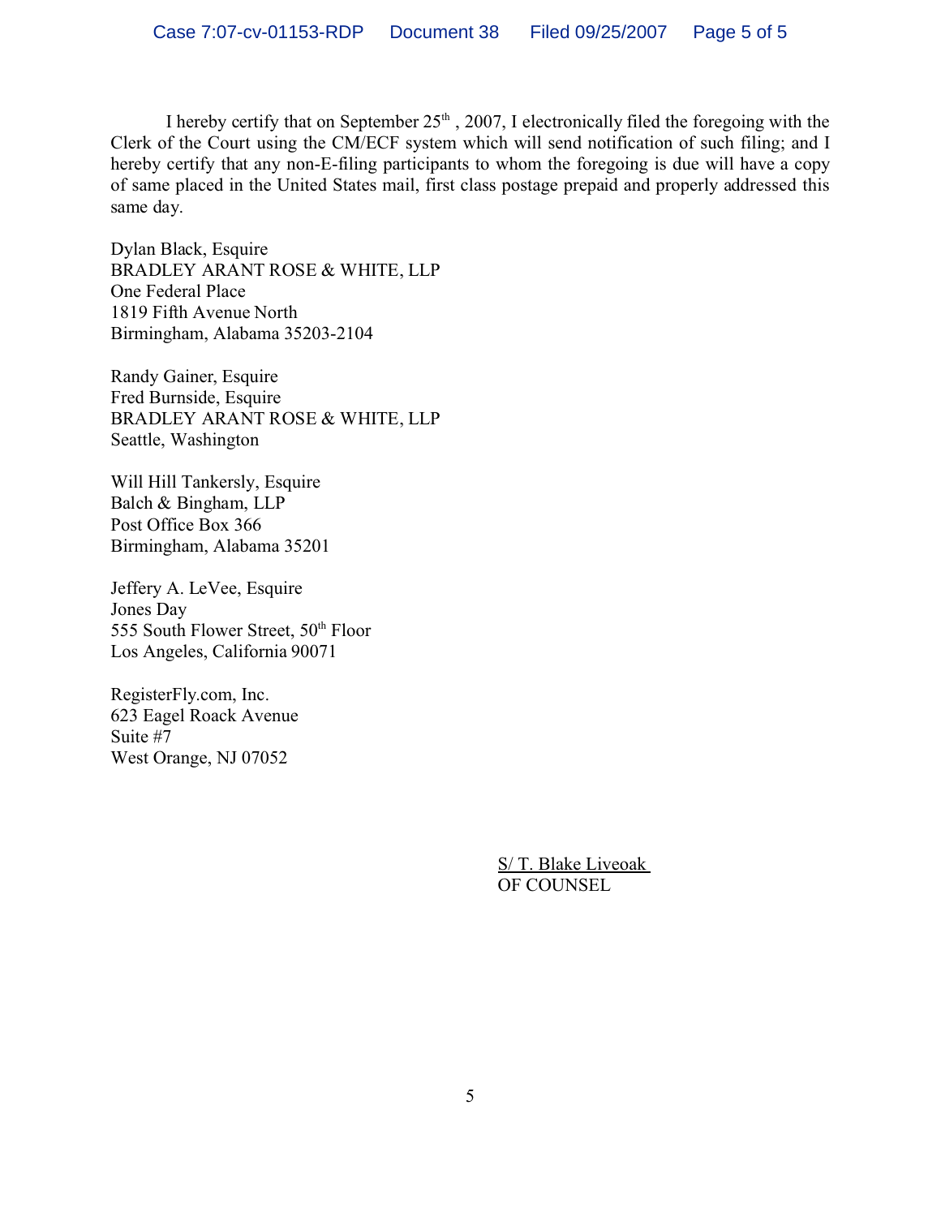I hereby certify that on September 25th, 2007, I electronically filed the foregoing with the Clerk of the Court using the CM/ECF system which will send notification of such filing; and I hereby certify that any non-E-filing participants to whom the foregoing is due will have a copy of same placed in the United States mail, first class postage prepaid and properly addressed this same day.

Dylan Black, Esquire
BRADLEY ARANT ROSE & WHITE, LLP
One Federal Place
1819 Fifth Avenue North
Birmingham, Alabama 35203-2104

Randy Gainer, Esquire
Fred Burnside, Esquire
BRADLEY ARANT ROSE & WHITE, LLP
Seattle, Washington

Will Hill Tankersly, Esquire
Balch & Bingham, LLP
Post Office Box 366
Birmingham, Alabama 35201

Jeffery A. LeVee, Esquire
Jones Day
555 South Flower Street, 50th Floor
Los Angeles, California 90071

RegisterFly.com, Inc.
623 Eagel Roack Avenue
Suite #7
West Orange, NJ 07052

S/ T. Blake Liveoak
OF COUNSEL